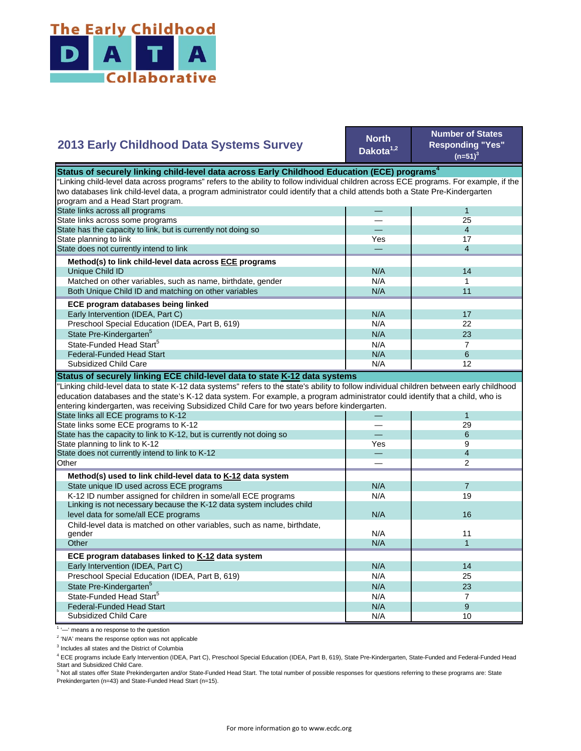The Early Childhood DATA Collaborative

## 2013 Early Childhood Data Systems Survey

| 2013 Early Childhood Data Systems Survey | North Dakota[1,2] | Number of States Responding "Yes" (n=51)[3] |
|---|---|---|
| **Status of securely linking child-level data across Early Childhood Education (ECE) programs[4]** | | |
| "Linking child-level data across programs" refers to the ability to follow individual children across ECE programs. For example, if the two databases link child-level data, a program administrator could identify that a child attends both a State Pre-Kindergarten program and a Head Start program. | | |
| State links across all programs | — | 1 |
| State links across some programs | — | 25 |
| State has the capacity to link, but is currently not doing so | — | 4 |
| State planning to link | Yes | 17 |
| State does not currently intend to link | — | 4 |
| **Method(s) to link child-level data across ECE programs** | | |
| Unique Child ID | N/A | 14 |
| Matched on other variables, such as name, birthdate, gender | N/A | 1 |
| Both Unique Child ID and matching on other variables | N/A | 11 |
| **ECE program databases being linked** | | |
| Early Intervention (IDEA, Part C) | N/A | 17 |
| Preschool Special Education (IDEA, Part B, 619) | N/A | 22 |
| State Pre-Kindergarten[5] | N/A | 23 |
| State-Funded Head Start[5] | N/A | 7 |
| Federal-Funded Head Start | N/A | 6 |
| Subsidized Child Care | N/A | 12 |
| **Status of securely linking ECE child-level data to state K-12 data systems** | | |
| "Linking child-level data to state K-12 data systems" refers to the state's ability to follow individual children between early childhood education databases and the state's K-12 data system. For example, a program administrator could identify that a child, who is entering kindergarten, was receiving Subsidized Child Care for two years before kindergarten. | | |
| State links all ECE programs to K-12 | — | 1 |
| State links some ECE programs to K-12 | — | 29 |
| State has the capacity to link to K-12, but is currently not doing so | — | 6 |
| State planning to link to K-12 | Yes | 9 |
| State does not currently intend to link to K-12 | — | 4 |
| Other | — | 2 |
| **Method(s) used to link child-level data to K-12 data system** | | |
| State unique ID used across ECE programs | N/A | 7 |
| K-12 ID number assigned for children in some/all ECE programs | N/A | 19 |
| Linking is not necessary because the K-12 data system includes child level data for some/all ECE programs | N/A | 16 |
| Child-level data is matched on other variables, such as name, birthdate, gender | N/A | 11 |
| Other | N/A | 1 |
| **ECE program databases linked to K-12 data system** | | |
| Early Intervention (IDEA, Part C) | N/A | 14 |
| Preschool Special Education (IDEA, Part B, 619) | N/A | 25 |
| State Pre-Kindergarten[5] | N/A | 23 |
| State-Funded Head Start[5] | N/A | 7 |
| Federal-Funded Head Start | N/A | 9 |
| Subsidized Child Care | N/A | 10 |

[1] '—' means a no response to the question

[2] 'N/A' means the response option was not applicable

[3] Includes all states and the District of Columbia

[4] ECE programs include Early Intervention (IDEA, Part C), Preschool Special Education (IDEA, Part B, 619), State Pre-Kindergarten, State-Funded and Federal-Funded Head Start and Subsidized Child Care.

[5] Not all states offer State Prekindergarten and/or State-Funded Head Start. The total number of possible responses for questions referring to these programs are: State Prekindergarten (n=43) and State-Funded Head Start (n=15).

For more information go to www.ecdc.org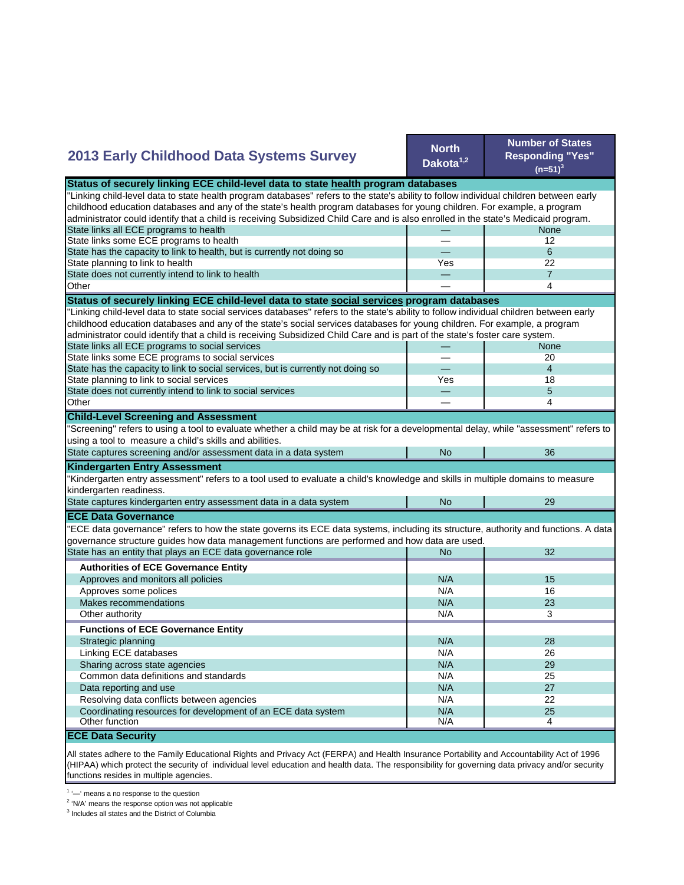| 2013 Early Childhood Data Systems Survey | North Dakota[1,2] | Number of States Responding "Yes" (n=51)[3] |
|---|---|---|
| **Status of securely linking ECE child-level data to state health program databases** | | |
| "Linking child-level data to state health program databases" refers to the state's ability to follow individual children between early childhood education databases and any of the state's health program databases for young children. For example, a program administrator could identify that a child is receiving Subsidized Child Care and is also enrolled in the state's Medicaid program. | | |
| State links all ECE programs to health | — | None |
| State links some ECE programs to health | — | 12 |
| State has the capacity to link to health, but is currently not doing so | — | 6 |
| State planning to link to health | Yes | 22 |
| State does not currently intend to link to health | — | 7 |
| Other | — | 4 |
| **Status of securely linking ECE child-level data to state social services program databases** | | |
| "Linking child-level data to state social services databases" refers to the state's ability to follow individual children between early childhood education databases and any of the state's social services databases for young children. For example, a program administrator could identify that a child is receiving Subsidized Child Care and is part of the state's foster care system. | | |
| State links all ECE programs to social services | — | None |
| State links some ECE programs to social services | — | 20 |
| State has the capacity to link to social services, but is currently not doing so | — | 4 |
| State planning to link to social services | Yes | 18 |
| State does not currently intend to link to social services | — | 5 |
| Other | — | 4 |
| **Child-Level Screening and Assessment** | | |
| "Screening" refers to using a tool to evaluate whether a child may be at risk for a developmental delay, while "assessment" refers to using a tool to measure a child's skills and abilities. | | |
| State captures screening and/or assessment data in a data system | No | 36 |
| **Kindergarten Entry Assessment** | | |
| "Kindergarten entry assessment" refers to a tool used to evaluate a child's knowledge and skills in multiple domains to measure kindergarten readiness. | | |
| State captures kindergarten entry assessment data in a data system | No | 29 |
| **ECE Data Governance** | | |
| "ECE data governance" refers to how the state governs its ECE data systems, including its structure, authority and functions. A data governance structure guides how data management functions are performed and how data are used. | | |
| State has an entity that plays an ECE data governance role | No | 32 |
| **Authorities of ECE Governance Entity** | | |
| Approves and monitors all policies | N/A | 15 |
| Approves some polices | N/A | 16 |
| Makes recommendations | N/A | 23 |
| Other authority | N/A | 3 |
| **Functions of ECE Governance Entity** | | |
| Strategic planning | N/A | 28 |
| Linking ECE databases | N/A | 26 |
| Sharing across state agencies | N/A | 29 |
| Common data definitions and standards | N/A | 25 |
| Data reporting and use | N/A | 27 |
| Resolving data conflicts between agencies | N/A | 22 |
| Coordinating resources for development of an ECE data system | N/A | 25 |
| Other function | N/A | 4 |
| **ECE Data Security** | | |
| All states adhere to the Family Educational Rights and Privacy Act (FERPA) and Health Insurance Portability and Accountability Act of 1996 (HIPAA) which protect the security of individual level education and health data. The responsibility for governing data privacy and/or security functions resides in multiple agencies. | | |

[1] '—' means a no response to the question

[2] 'N/A' means the response option was not applicable

[3] Includes all states and the District of Columbia